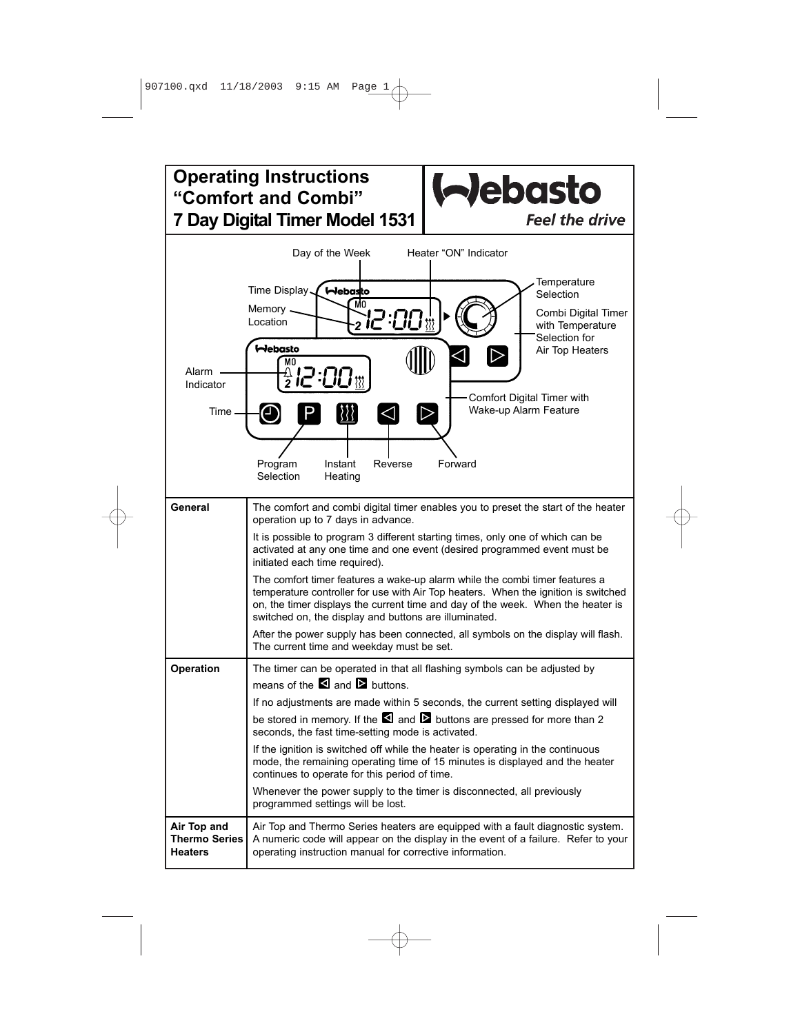# Operating Instructions “Comfort and Combi” 7 Day Digital Timer Model 1531

Webasto
*Feel the drive*

Day of the Week
Heater “ON” Indicator
Time Display
Memory Location
Temperature Selection
Combi Digital Timer with Temperature Selection for Air Top Heaters
Alarm Indicator
Time
Comfort Digital Timer with Wake-up Alarm Feature
Program Selection
Instant Heating
Reverse
Forward

| | |
|---|---|
| **General** | The comfort and combi digital timer enables you to preset the start of the heater operation up to 7 days in advance.<br><br>It is possible to program 3 different starting times, only one of which can be activated at any one time and one event (desired programmed event must be initiated each time required).<br><br>The comfort timer features a wake-up alarm while the combi timer features a temperature controller for use with Air Top heaters. When the ignition is switched on, the timer displays the current time and day of the week. When the heater is switched on, the display and buttons are illuminated.<br><br>After the power supply has been connected, all symbols on the display will flash. The current time and weekday must be set. |
| **Operation** | The timer can be operated in that all flashing symbols can be adjusted by means of the ◁ and ▷ buttons.<br><br>If no adjustments are made within 5 seconds, the current setting displayed will be stored in memory. If the ◁ and ▷ buttons are pressed for more than 2 seconds, the fast time-setting mode is activated.<br><br>If the ignition is switched off while the heater is operating in the continuous mode, the remaining operating time of 15 minutes is displayed and the heater continues to operate for this period of time.<br><br>Whenever the power supply to the timer is disconnected, all previously programmed settings will be lost. |
| **Air Top and Thermo Series Heaters** | Air Top and Thermo Series heaters are equipped with a fault diagnostic system. A numeric code will appear on the display in the event of a failure. Refer to your operating instruction manual for corrective information. |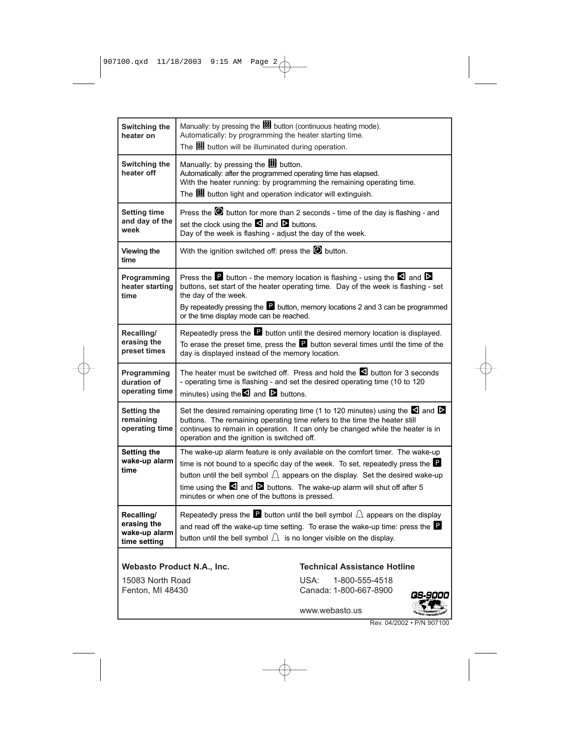| | |
|---|---|
| **Switching the heater on** | Manually: by pressing the button (continuous heating mode). Automatically: by programming the heater starting time. The button will be illuminated during operation. |
| **Switching the heater off** | Manually: by pressing the button. Automatically: after the programmed operating time has elapsed. With the heater running: by programming the remaining operating time. The button light and operation indicator will extinguish. |
| **Setting time and day of the week** | Press the button for more than 2 seconds - time of the day is flashing - and set the clock using the and buttons. Day of the week is flashing - adjust the day of the week. |
| **Viewing the time** | With the ignition switched off: press the button. |
| **Programming heater starting time** | Press the P button - the memory location is flashing - using the and buttons, set start of the heater operating time. Day of the week is flashing - set the day of the week. By repeatedly pressing the P button, memory locations 2 and 3 can be programmed or the time display mode can be reached. |
| **Recalling/ erasing the preset times** | Repeatedly press the P button until the desired memory location is displayed. To erase the preset time, press the P button several times until the time of the day is displayed instead of the memory location. |
| **Programming duration of operating time** | The heater must be switched off. Press and hold the button for 3 seconds - operating time is flashing - and set the desired operating time (10 to 120 minutes) using the and buttons. |
| **Setting the remaining operating time** | Set the desired remaining operating time (1 to 120 minutes) using the and buttons. The remaining operating time refers to the time the heater still continues to remain in operation. It can only be changed while the heater is in operation and the ignition is switched off. |
| **Setting the wake-up alarm time** | The wake-up alarm feature is only available on the comfort timer. The wake-up time is not bound to a specific day of the week. To set, repeatedly press the P button until the bell symbol appears on the display. Set the desired wake-up time using the and buttons. The wake-up alarm will shut off after 5 minutes or when one of the buttons is pressed. |
| **Recalling/ erasing the wake-up alarm time setting** | Repeatedly press the P button until the bell symbol appears on the display and read off the wake-up time setting. To erase the wake-up time: press the P button until the bell symbol is no longer visible on the display. |

**Webasto Product N.A., Inc.**

15083 North Road
Fenton, MI 48430

**Technical Assistance Hotline**

USA: 1-800-555-4518
Canada: 1-800-667-8900

www.webasto.us

QS-9000

Rev. 04/2002 • P/N 907100